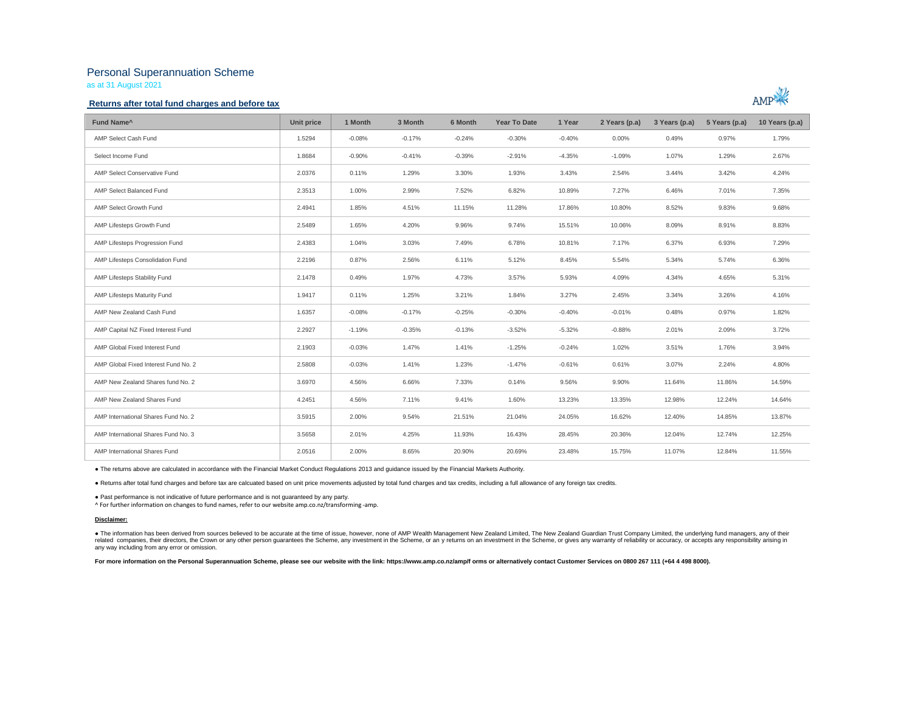# Personal Superannuation Scheme

as at 31 August 2021

## Returns after total fund charges and before tax

| Fund Name^ | Unit price | 1 Month | 3 Month | 6 Month | Year To Date | 1 Year | 2 Years (p.a) | 3 Years (p.a) | 5 Years (p.a) | 10 Years (p.a) |
|---|---|---|---|---|---|---|---|---|---|---|
| AMP Select Cash Fund | 1.5294 | -0.08% | -0.17% | -0.24% | -0.30% | -0.40% | 0.00% | 0.49% | 0.97% | 1.79% |
| Select Income Fund | 1.8684 | -0.90% | -0.41% | -0.39% | -2.91% | -4.35% | -1.09% | 1.07% | 1.29% | 2.67% |
| AMP Select Conservative Fund | 2.0376 | 0.11% | 1.29% | 3.30% | 1.93% | 3.43% | 2.54% | 3.44% | 3.42% | 4.24% |
| AMP Select Balanced Fund | 2.3513 | 1.00% | 2.99% | 7.52% | 6.82% | 10.89% | 7.27% | 6.46% | 7.01% | 7.35% |
| AMP Select Growth Fund | 2.4941 | 1.85% | 4.51% | 11.15% | 11.28% | 17.86% | 10.80% | 8.52% | 9.83% | 9.68% |
| AMP Lifesteps Growth Fund | 2.5489 | 1.65% | 4.20% | 9.96% | 9.74% | 15.51% | 10.06% | 8.09% | 8.91% | 8.83% |
| AMP Lifesteps Progression Fund | 2.4383 | 1.04% | 3.03% | 7.49% | 6.78% | 10.81% | 7.17% | 6.37% | 6.93% | 7.29% |
| AMP Lifesteps Consolidation Fund | 2.2196 | 0.87% | 2.56% | 6.11% | 5.12% | 8.45% | 5.54% | 5.34% | 5.74% | 6.36% |
| AMP Lifesteps Stability Fund | 2.1478 | 0.49% | 1.97% | 4.73% | 3.57% | 5.93% | 4.09% | 4.34% | 4.65% | 5.31% |
| AMP Lifesteps Maturity Fund | 1.9417 | 0.11% | 1.25% | 3.21% | 1.84% | 3.27% | 2.45% | 3.34% | 3.26% | 4.16% |
| AMP New Zealand Cash Fund | 1.6357 | -0.08% | -0.17% | -0.25% | -0.30% | -0.40% | -0.01% | 0.48% | 0.97% | 1.82% |
| AMP Capital NZ Fixed Interest Fund | 2.2927 | -1.19% | -0.35% | -0.13% | -3.52% | -5.32% | -0.88% | 2.01% | 2.09% | 3.72% |
| AMP Global Fixed Interest Fund | 2.1903 | -0.03% | 1.47% | 1.41% | -1.25% | -0.24% | 1.02% | 3.51% | 1.76% | 3.94% |
| AMP Global Fixed Interest Fund No. 2 | 2.5808 | -0.03% | 1.41% | 1.23% | -1.47% | -0.61% | 0.61% | 3.07% | 2.24% | 4.80% |
| AMP New Zealand Shares fund No. 2 | 3.6970 | 4.56% | 6.66% | 7.33% | 0.14% | 9.56% | 9.90% | 11.64% | 11.86% | 14.59% |
| AMP New Zealand Shares Fund | 4.2451 | 4.56% | 7.11% | 9.41% | 1.60% | 13.23% | 13.35% | 12.98% | 12.24% | 14.64% |
| AMP International Shares Fund No. 2 | 3.5915 | 2.00% | 9.54% | 21.51% | 21.04% | 24.05% | 16.62% | 12.40% | 14.85% | 13.87% |
| AMP International Shares Fund No. 3 | 3.5658 | 2.01% | 4.25% | 11.93% | 16.43% | 28.45% | 20.36% | 12.04% | 12.74% | 12.25% |
| AMP International Shares Fund | 2.0516 | 2.00% | 8.65% | 20.90% | 20.69% | 23.48% | 15.75% | 11.07% | 12.84% | 11.55% |

● The returns above are calculated in accordance with the Financial Market Conduct Regulations 2013 and guidance issued by the Financial Markets Authority.

● Returns after total fund charges and before tax are calcuated based on unit price movements adjusted by total fund charges and tax credits, including a full allowance of any foreign tax credits.

● Past performance is not indicative of future performance and is not guaranteed by any party.

^ For further information on changes to fund names, refer to our website amp.co.nz/transforming -amp.

**Disclaimer:**

● The information has been derived from sources believed to be accurate at the time of issue, however, none of AMP Wealth Management New Zealand Limited, The New Zealand Guardian Trust Company Limited, the underlying fund managers, any of their related companies, their directors, the Crown or any other person guarantees the Scheme, any investment in the Scheme, or an y returns on an investment in the Scheme, or gives any warranty of reliability or accuracy, or accepts any responsibility arising in any way including from any error or omission.

**For more information on the Personal Superannuation Scheme, please see our website with the link: https://www.amp.co.nz/amp/f orms or alternatively contact Customer Services on 0800 267 111 (+64 4 498 8000).**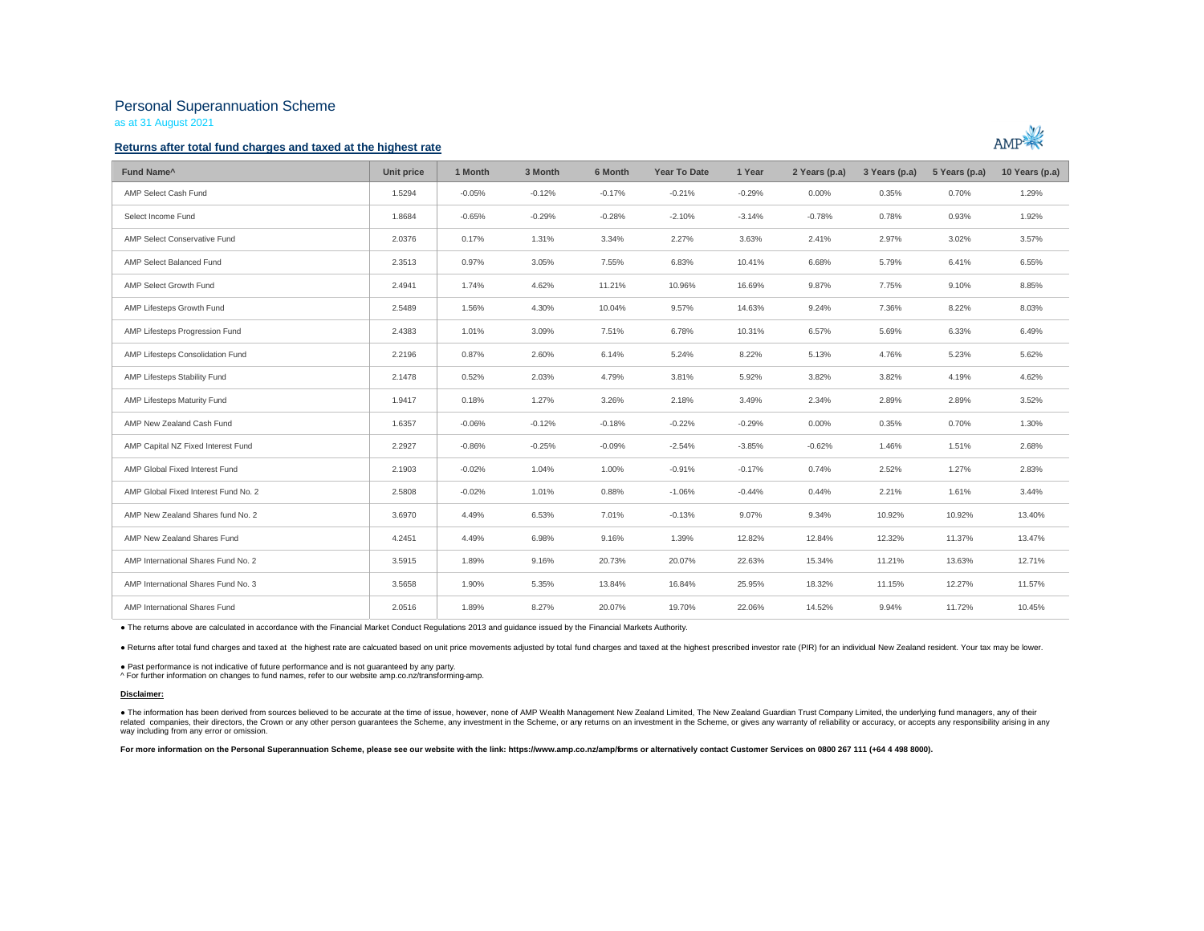# Personal Superannuation Scheme

as at 31 August 2021

## Returns after total fund charges and taxed at the highest rate

| Fund Name^ | Unit price | 1 Month | 3 Month | 6 Month | Year To Date | 1 Year | 2 Years (p.a) | 3 Years (p.a) | 5 Years (p.a) | 10 Years (p.a) |
|---|---|---|---|---|---|---|---|---|---|---|
| AMP Select Cash Fund | 1.5294 | -0.05% | -0.12% | -0.17% | -0.21% | -0.29% | 0.00% | 0.35% | 0.70% | 1.29% |
| Select Income Fund | 1.8684 | -0.65% | -0.29% | -0.28% | -2.10% | -3.14% | -0.78% | 0.78% | 0.93% | 1.92% |
| AMP Select Conservative Fund | 2.0376 | 0.17% | 1.31% | 3.34% | 2.27% | 3.63% | 2.41% | 2.97% | 3.02% | 3.57% |
| AMP Select Balanced Fund | 2.3513 | 0.97% | 3.05% | 7.55% | 6.83% | 10.41% | 6.68% | 5.79% | 6.41% | 6.55% |
| AMP Select Growth Fund | 2.4941 | 1.74% | 4.62% | 11.21% | 10.96% | 16.69% | 9.87% | 7.75% | 9.10% | 8.85% |
| AMP Lifesteps Growth Fund | 2.5489 | 1.56% | 4.30% | 10.04% | 9.57% | 14.63% | 9.24% | 7.36% | 8.22% | 8.03% |
| AMP Lifesteps Progression Fund | 2.4383 | 1.01% | 3.09% | 7.51% | 6.78% | 10.31% | 6.57% | 5.69% | 6.33% | 6.49% |
| AMP Lifesteps Consolidation Fund | 2.2196 | 0.87% | 2.60% | 6.14% | 5.24% | 8.22% | 5.13% | 4.76% | 5.23% | 5.62% |
| AMP Lifesteps Stability Fund | 2.1478 | 0.52% | 2.03% | 4.79% | 3.81% | 5.92% | 3.82% | 3.82% | 4.19% | 4.62% |
| AMP Lifesteps Maturity Fund | 1.9417 | 0.18% | 1.27% | 3.26% | 2.18% | 3.49% | 2.34% | 2.89% | 2.89% | 3.52% |
| AMP New Zealand Cash Fund | 1.6357 | -0.06% | -0.12% | -0.18% | -0.22% | -0.29% | 0.00% | 0.35% | 0.70% | 1.30% |
| AMP Capital NZ Fixed Interest Fund | 2.2927 | -0.86% | -0.25% | -0.09% | -2.54% | -3.85% | -0.62% | 1.46% | 1.51% | 2.68% |
| AMP Global Fixed Interest Fund | 2.1903 | -0.02% | 1.04% | 1.00% | -0.91% | -0.17% | 0.74% | 2.52% | 1.27% | 2.83% |
| AMP Global Fixed Interest Fund No. 2 | 2.5808 | -0.02% | 1.01% | 0.88% | -1.06% | -0.44% | 0.44% | 2.21% | 1.61% | 3.44% |
| AMP New Zealand Shares fund No. 2 | 3.6970 | 4.49% | 6.53% | 7.01% | -0.13% | 9.07% | 9.34% | 10.92% | 10.92% | 13.40% |
| AMP New Zealand Shares Fund | 4.2451 | 4.49% | 6.98% | 9.16% | 1.39% | 12.82% | 12.84% | 12.32% | 11.37% | 13.47% |
| AMP International Shares Fund No. 2 | 3.5915 | 1.89% | 9.16% | 20.73% | 20.07% | 22.63% | 15.34% | 11.21% | 13.63% | 12.71% |
| AMP International Shares Fund No. 3 | 3.5658 | 1.90% | 5.35% | 13.84% | 16.84% | 25.95% | 18.32% | 11.15% | 12.27% | 11.57% |
| AMP International Shares Fund | 2.0516 | 1.89% | 8.27% | 20.07% | 19.70% | 22.06% | 14.52% | 9.94% | 11.72% | 10.45% |

● The returns above are calculated in accordance with the Financial Market Conduct Regulations 2013 and guidance issued by the Financial Markets Authority.

● Returns after total fund charges and taxed at the highest rate are calcuated based on unit price movements adjusted by total fund charges and taxed at the highest prescribed investor rate (PIR) for an individual New Zealand resident. Your tax may be lower.

● Past performance is not indicative of future performance and is not guaranteed by any party.
^ For further information on changes to fund names, refer to our website amp.co.nz/transforming-amp.

**Disclaimer:**

● The information has been derived from sources believed to be accurate at the time of issue, however, none of AMP Wealth Management New Zealand Limited, The New Zealand Guardian Trust Company Limited, the underlying fund managers, any of their related companies, their directors, the Crown or any other person guarantees the Scheme, any investment in the Scheme, or any returns on an investment in the Scheme, or gives any warranty of reliability or accuracy, or accepts any responsibility arising in any way including from any error or omission.

**For more information on the Personal Superannuation Scheme, please see our website with the link: https://www.amp.co.nz/amp/forms or alternatively contact Customer Services on 0800 267 111 (+64 4 498 8000).**